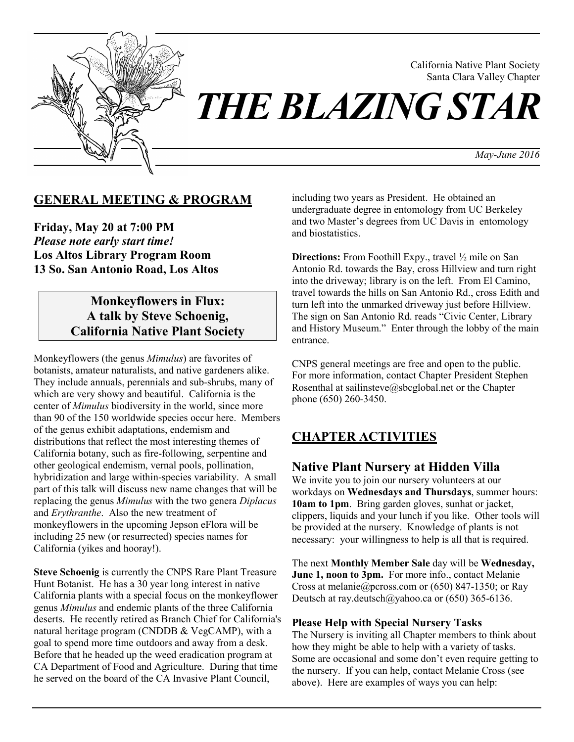California Native Plant Society
Santa Clara Valley Chapter

# THE BLAZING STAR

*May-June 2016*

## GENERAL MEETING & PROGRAM

**Friday, May 20 at 7:00 PM**
***Please note early start time!***
**Los Altos Library Program Room**
**13 So. San Antonio Road, Los Altos**

### Monkeyflowers in Flux: A talk by Steve Schoenig, California Native Plant Society

Monkeyflowers (the genus *Mimulus*) are favorites of botanists, amateur naturalists, and native gardeners alike. They include annuals, perennials and sub-shrubs, many of which are very showy and beautiful. California is the center of *Mimulus* biodiversity in the world, since more than 90 of the 150 worldwide species occur here. Members of the genus exhibit adaptations, endemism and distributions that reflect the most interesting themes of California botany, such as fire-following, serpentine and other geological endemism, vernal pools, pollination, hybridization and large within-species variability. A small part of this talk will discuss new name changes that will be replacing the genus *Mimulus* with the two genera *Diplacus* and *Erythranthe*. Also the new treatment of monkeyflowers in the upcoming Jepson eFlora will be including 25 new (or resurrected) species names for California (yikes and hooray!).

**Steve Schoenig** is currently the CNPS Rare Plant Treasure Hunt Botanist. He has a 30 year long interest in native California plants with a special focus on the monkeyflower genus *Mimulus* and endemic plants of the three California deserts. He recently retired as Branch Chief for California's natural heritage program (CNDDB & VegCAMP), with a goal to spend more time outdoors and away from a desk. Before that he headed up the weed eradication program at CA Department of Food and Agriculture. During that time he served on the board of the CA Invasive Plant Council, including two years as President. He obtained an undergraduate degree in entomology from UC Berkeley and two Master's degrees from UC Davis in entomology and biostatistics.

**Directions:** From Foothill Expy., travel ½ mile on San Antonio Rd. towards the Bay, cross Hillview and turn right into the driveway; library is on the left. From El Camino, travel towards the hills on San Antonio Rd., cross Edith and turn left into the unmarked driveway just before Hillview. The sign on San Antonio Rd. reads "Civic Center, Library and History Museum." Enter through the lobby of the main entrance.

CNPS general meetings are free and open to the public. For more information, contact Chapter President Stephen Rosenthal at sailinsteve@sbcglobal.net or the Chapter phone (650) 260-3450.

## CHAPTER ACTIVITIES

### Native Plant Nursery at Hidden Villa

We invite you to join our nursery volunteers at our workdays on **Wednesdays and Thursdays**, summer hours: **10am to 1pm**. Bring garden gloves, sunhat or jacket, clippers, liquids and your lunch if you like. Other tools will be provided at the nursery. Knowledge of plants is not necessary: your willingness to help is all that is required.

The next **Monthly Member Sale** day will be **Wednesday, June 1, noon to 3pm.** For more info., contact Melanie Cross at melanie@pcross.com or (650) 847-1350; or Ray Deutsch at ray.deutsch@yahoo.ca or (650) 365-6136.

#### Please Help with Special Nursery Tasks

The Nursery is inviting all Chapter members to think about how they might be able to help with a variety of tasks. Some are occasional and some don't even require getting to the nursery. If you can help, contact Melanie Cross (see above). Here are examples of ways you can help: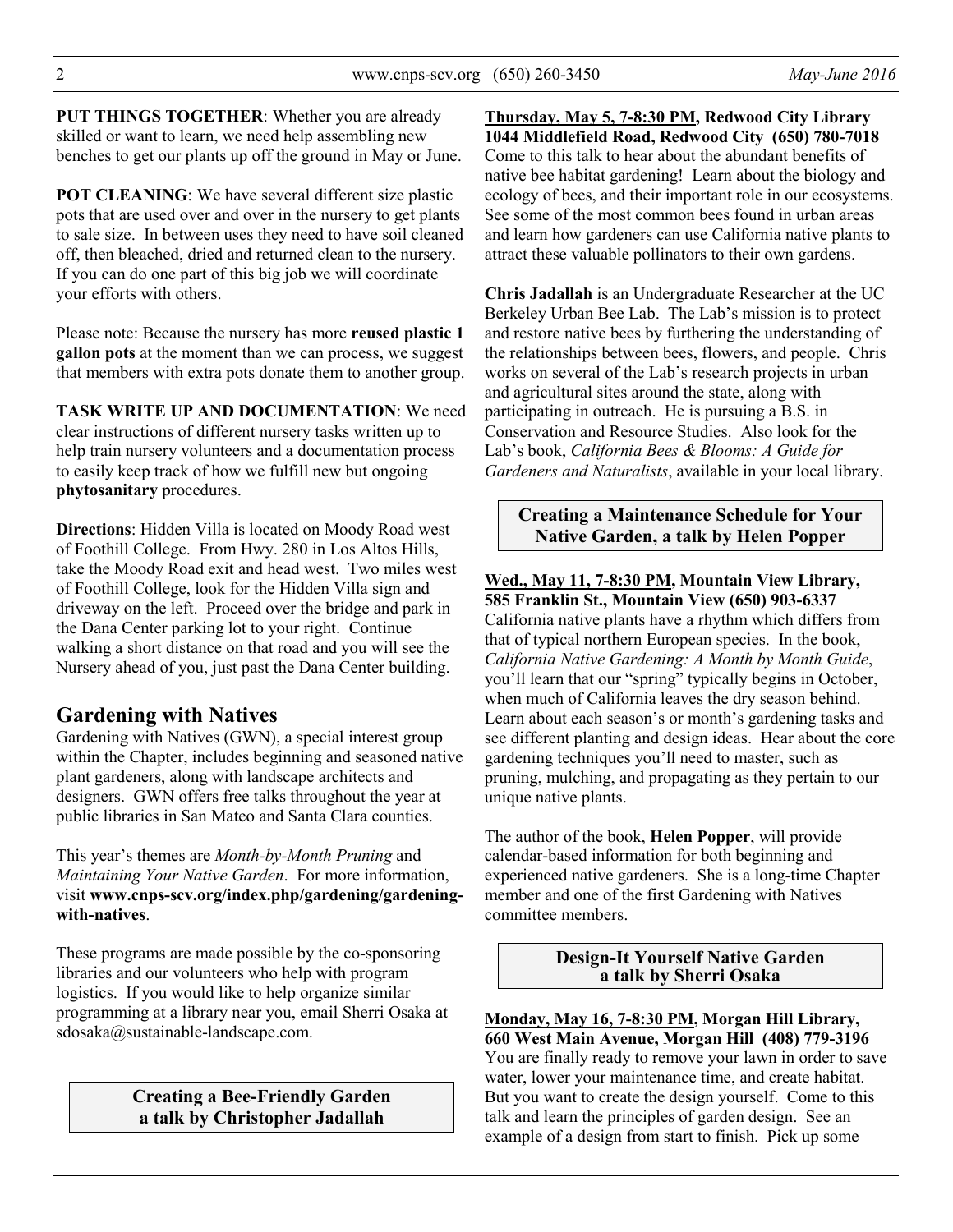**PUT THINGS TOGETHER**: Whether you are already skilled or want to learn, we need help assembling new benches to get our plants up off the ground in May or June.

**POT CLEANING**: We have several different size plastic pots that are used over and over in the nursery to get plants to sale size. In between uses they need to have soil cleaned off, then bleached, dried and returned clean to the nursery. If you can do one part of this big job we will coordinate your efforts with others.

Please note: Because the nursery has more **reused plastic 1 gallon pots** at the moment than we can process, we suggest that members with extra pots donate them to another group.

**TASK WRITE UP AND DOCUMENTATION**: We need clear instructions of different nursery tasks written up to help train nursery volunteers and a documentation process to easily keep track of how we fulfill new but ongoing **phytosanitary** procedures.

**Directions**: Hidden Villa is located on Moody Road west of Foothill College. From Hwy. 280 in Los Altos Hills, take the Moody Road exit and head west. Two miles west of Foothill College, look for the Hidden Villa sign and driveway on the left. Proceed over the bridge and park in the Dana Center parking lot to your right. Continue walking a short distance on that road and you will see the Nursery ahead of you, just past the Dana Center building.

## Gardening with Natives

Gardening with Natives (GWN), a special interest group within the Chapter, includes beginning and seasoned native plant gardeners, along with landscape architects and designers. GWN offers free talks throughout the year at public libraries in San Mateo and Santa Clara counties.

This year's themes are *Month-by-Month Pruning* and *Maintaining Your Native Garden*. For more information, visit **www.cnps-scv.org/index.php/gardening/gardening-with-natives**.

These programs are made possible by the co-sponsoring libraries and our volunteers who help with program logistics. If you would like to help organize similar programming at a library near you, email Sherri Osaka at sdosaka@sustainable-landscape.com.

### Creating a Bee-Friendly Garden a talk by Christopher Jadallah

**Thursday, May 5, 7-8:30 PM, Redwood City Library 1044 Middlefield Road, Redwood City (650) 780-7018**

Come to this talk to hear about the abundant benefits of native bee habitat gardening! Learn about the biology and ecology of bees, and their important role in our ecosystems. See some of the most common bees found in urban areas and learn how gardeners can use California native plants to attract these valuable pollinators to their own gardens.

**Chris Jadallah** is an Undergraduate Researcher at the UC Berkeley Urban Bee Lab. The Lab's mission is to protect and restore native bees by furthering the understanding of the relationships between bees, flowers, and people. Chris works on several of the Lab's research projects in urban and agricultural sites around the state, along with participating in outreach. He is pursuing a B.S. in Conservation and Resource Studies. Also look for the Lab's book, *California Bees & Blooms: A Guide for Gardeners and Naturalists*, available in your local library.

### Creating a Maintenance Schedule for Your Native Garden, a talk by Helen Popper

**Wed., May 11, 7-8:30 PM, Mountain View Library, 585 Franklin St., Mountain View (650) 903-6337**

California native plants have a rhythm which differs from that of typical northern European species. In the book, *California Native Gardening: A Month by Month Guide*, you'll learn that our "spring" typically begins in October, when much of California leaves the dry season behind. Learn about each season's or month's gardening tasks and see different planting and design ideas. Hear about the core gardening techniques you'll need to master, such as pruning, mulching, and propagating as they pertain to our unique native plants.

The author of the book, **Helen Popper**, will provide calendar-based information for both beginning and experienced native gardeners. She is a long-time Chapter member and one of the first Gardening with Natives committee members.

### Design-It Yourself Native Garden a talk by Sherri Osaka

**Monday, May 16, 7-8:30 PM, Morgan Hill Library, 660 West Main Avenue, Morgan Hill (408) 779-3196**

You are finally ready to remove your lawn in order to save water, lower your maintenance time, and create habitat. But you want to create the design yourself. Come to this talk and learn the principles of garden design. See an example of a design from start to finish. Pick up some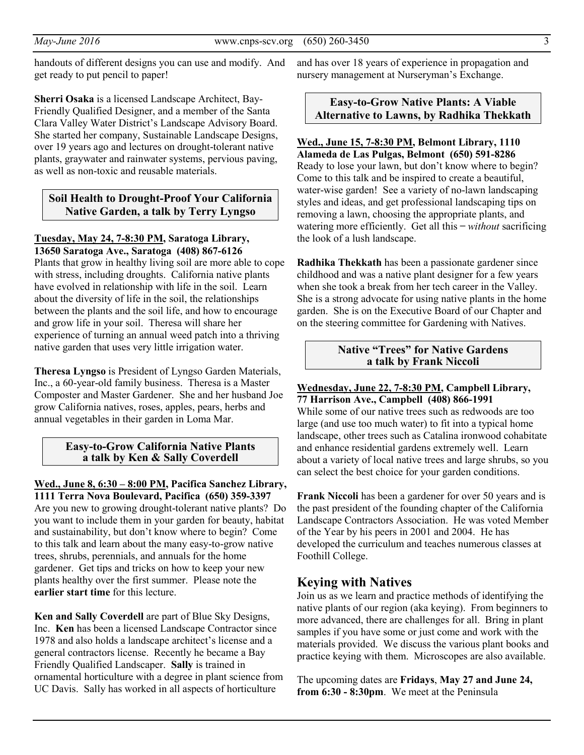handouts of different designs you can use and modify. And get ready to put pencil to paper!

**Sherri Osaka** is a licensed Landscape Architect, Bay-Friendly Qualified Designer, and a member of the Santa Clara Valley Water District's Landscape Advisory Board. She started her company, Sustainable Landscape Designs, over 19 years ago and lectures on drought-tolerant native plants, graywater and rainwater systems, pervious paving, as well as non-toxic and reusable materials.

### Soil Health to Drought-Proof Your California Native Garden, a talk by Terry Lyngso

**Tuesday, May 24, 7-8:30 PM, Saratoga Library, 13650 Saratoga Ave., Saratoga (408) 867-6126**

Plants that grow in healthy living soil are more able to cope with stress, including droughts. California native plants have evolved in relationship with life in the soil. Learn about the diversity of life in the soil, the relationships between the plants and the soil life, and how to encourage and grow life in your soil. Theresa will share her experience of turning an annual weed patch into a thriving native garden that uses very little irrigation water.

**Theresa Lyngso** is President of Lyngso Garden Materials, Inc., a 60-year-old family business. Theresa is a Master Composter and Master Gardener. She and her husband Joe grow California natives, roses, apples, pears, herbs and annual vegetables in their garden in Loma Mar.

### Easy-to-Grow California Native Plants a talk by Ken & Sally Coverdell

**Wed., June 8, 6:30 – 8:00 PM, Pacifica Sanchez Library, 1111 Terra Nova Boulevard, Pacifica (650) 359-3397**

Are you new to growing drought-tolerant native plants? Do you want to include them in your garden for beauty, habitat and sustainability, but don't know where to begin? Come to this talk and learn about the many easy-to-grow native trees, shrubs, perennials, and annuals for the home gardener. Get tips and tricks on how to keep your new plants healthy over the first summer. Please note the **earlier start time** for this lecture.

**Ken and Sally Coverdell** are part of Blue Sky Designs, Inc. **Ken** has been a licensed Landscape Contractor since 1978 and also holds a landscape architect's license and a general contractors license. Recently he became a Bay Friendly Qualified Landscaper. **Sally** is trained in ornamental horticulture with a degree in plant science from UC Davis. Sally has worked in all aspects of horticulture and has over 18 years of experience in propagation and nursery management at Nurseryman's Exchange.

### Easy-to-Grow Native Plants: A Viable Alternative to Lawns, by Radhika Thekkath

**Wed., June 15, 7-8:30 PM, Belmont Library, 1110 Alameda de Las Pulgas, Belmont (650) 591-8286**

Ready to lose your lawn, but don't know where to begin? Come to this talk and be inspired to create a beautiful, water-wise garden! See a variety of no-lawn landscaping styles and ideas, and get professional landscaping tips on removing a lawn, choosing the appropriate plants, and watering more efficiently. Get all this – *without* sacrificing the look of a lush landscape.

**Radhika Thekkath** has been a passionate gardener since childhood and was a native plant designer for a few years when she took a break from her tech career in the Valley. She is a strong advocate for using native plants in the home garden. She is on the Executive Board of our Chapter and on the steering committee for Gardening with Natives.

### Native "Trees" for Native Gardens a talk by Frank Niccoli

**Wednesday, June 22, 7-8:30 PM, Campbell Library, 77 Harrison Ave., Campbell (408) 866-1991**

While some of our native trees such as redwoods are too large (and use too much water) to fit into a typical home landscape, other trees such as Catalina ironwood cohabitate and enhance residential gardens extremely well. Learn about a variety of local native trees and large shrubs, so you can select the best choice for your garden conditions.

**Frank Niccoli** has been a gardener for over 50 years and is the past president of the founding chapter of the California Landscape Contractors Association. He was voted Member of the Year by his peers in 2001 and 2004. He has developed the curriculum and teaches numerous classes at Foothill College.

## Keying with Natives

Join us as we learn and practice methods of identifying the native plants of our region (aka keying). From beginners to more advanced, there are challenges for all. Bring in plant samples if you have some or just come and work with the materials provided. We discuss the various plant books and practice keying with them. Microscopes are also available.

The upcoming dates are **Fridays**, **May 27 and June 24, from 6:30 - 8:30pm**. We meet at the Peninsula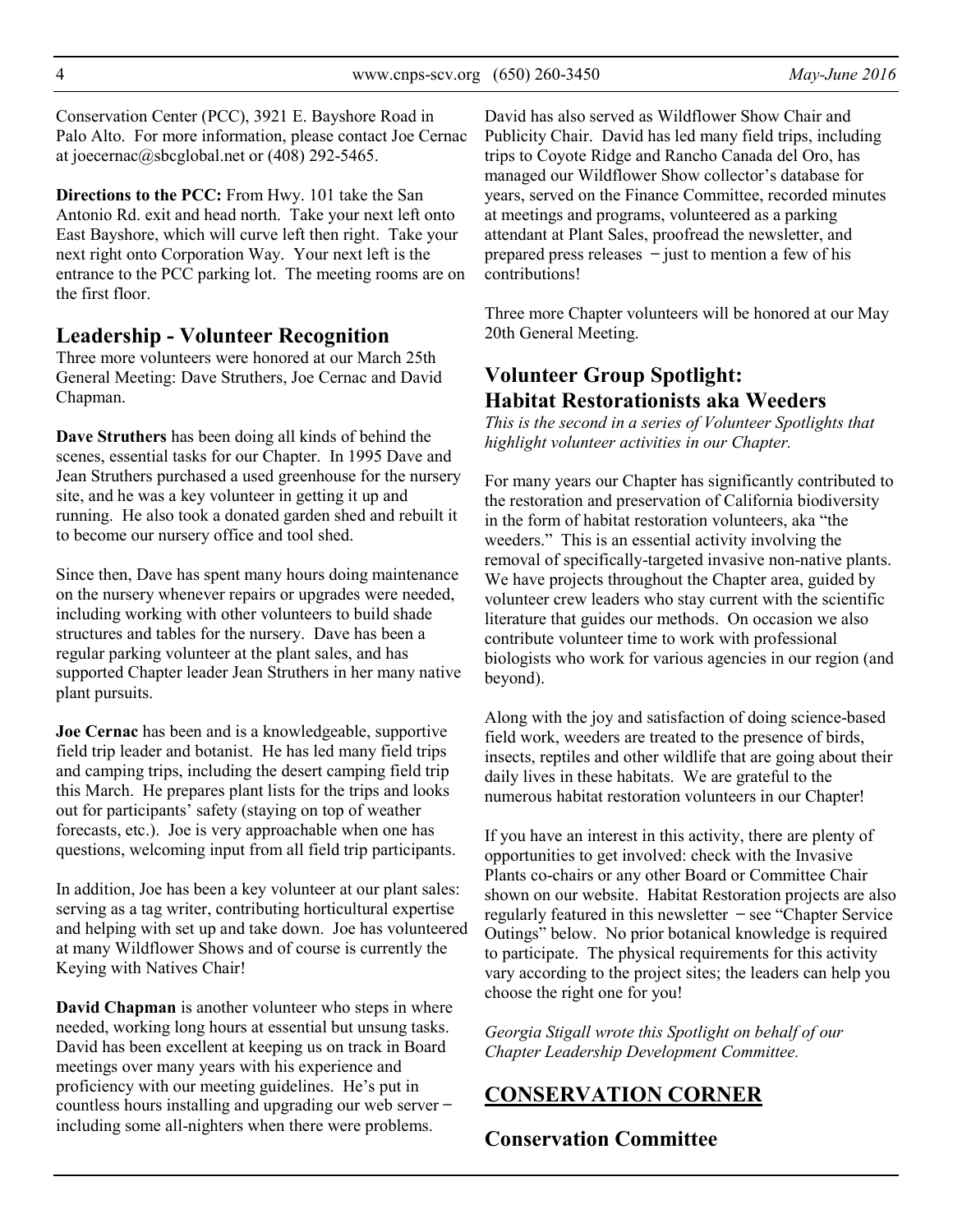Conservation Center (PCC), 3921 E. Bayshore Road in Palo Alto. For more information, please contact Joe Cernac at joecernac@sbcglobal.net or (408) 292-5465.

**Directions to the PCC:** From Hwy. 101 take the San Antonio Rd. exit and head north. Take your next left onto East Bayshore, which will curve left then right. Take your next right onto Corporation Way. Your next left is the entrance to the PCC parking lot. The meeting rooms are on the first floor.

## Leadership - Volunteer Recognition

Three more volunteers were honored at our March 25th General Meeting: Dave Struthers, Joe Cernac and David Chapman.

**Dave Struthers** has been doing all kinds of behind the scenes, essential tasks for our Chapter. In 1995 Dave and Jean Struthers purchased a used greenhouse for the nursery site, and he was a key volunteer in getting it up and running. He also took a donated garden shed and rebuilt it to become our nursery office and tool shed.

Since then, Dave has spent many hours doing maintenance on the nursery whenever repairs or upgrades were needed, including working with other volunteers to build shade structures and tables for the nursery. Dave has been a regular parking volunteer at the plant sales, and has supported Chapter leader Jean Struthers in her many native plant pursuits.

**Joe Cernac** has been and is a knowledgeable, supportive field trip leader and botanist. He has led many field trips and camping trips, including the desert camping field trip this March. He prepares plant lists for the trips and looks out for participants' safety (staying on top of weather forecasts, etc.). Joe is very approachable when one has questions, welcoming input from all field trip participants.

In addition, Joe has been a key volunteer at our plant sales: serving as a tag writer, contributing horticultural expertise and helping with set up and take down. Joe has volunteered at many Wildflower Shows and of course is currently the Keying with Natives Chair!

**David Chapman** is another volunteer who steps in where needed, working long hours at essential but unsung tasks. David has been excellent at keeping us on track in Board meetings over many years with his experience and proficiency with our meeting guidelines. He's put in countless hours installing and upgrading our web server – including some all-nighters when there were problems.

David has also served as Wildflower Show Chair and Publicity Chair. David has led many field trips, including trips to Coyote Ridge and Rancho Canada del Oro, has managed our Wildflower Show collector's database for years, served on the Finance Committee, recorded minutes at meetings and programs, volunteered as a parking attendant at Plant Sales, proofread the newsletter, and prepared press releases – just to mention a few of his contributions!

Three more Chapter volunteers will be honored at our May 20th General Meeting.

## Volunteer Group Spotlight: Habitat Restorationists aka Weeders

*This is the second in a series of Volunteer Spotlights that highlight volunteer activities in our Chapter.*

For many years our Chapter has significantly contributed to the restoration and preservation of California biodiversity in the form of habitat restoration volunteers, aka "the weeders." This is an essential activity involving the removal of specifically-targeted invasive non-native plants. We have projects throughout the Chapter area, guided by volunteer crew leaders who stay current with the scientific literature that guides our methods. On occasion we also contribute volunteer time to work with professional biologists who work for various agencies in our region (and beyond).

Along with the joy and satisfaction of doing science-based field work, weeders are treated to the presence of birds, insects, reptiles and other wildlife that are going about their daily lives in these habitats. We are grateful to the numerous habitat restoration volunteers in our Chapter!

If you have an interest in this activity, there are plenty of opportunities to get involved: check with the Invasive Plants co-chairs or any other Board or Committee Chair shown on our website. Habitat Restoration projects are also regularly featured in this newsletter – see "Chapter Service Outings" below. No prior botanical knowledge is required to participate. The physical requirements for this activity vary according to the project sites; the leaders can help you choose the right one for you!

*Georgia Stigall wrote this Spotlight on behalf of our Chapter Leadership Development Committee.*

## CONSERVATION CORNER

## Conservation Committee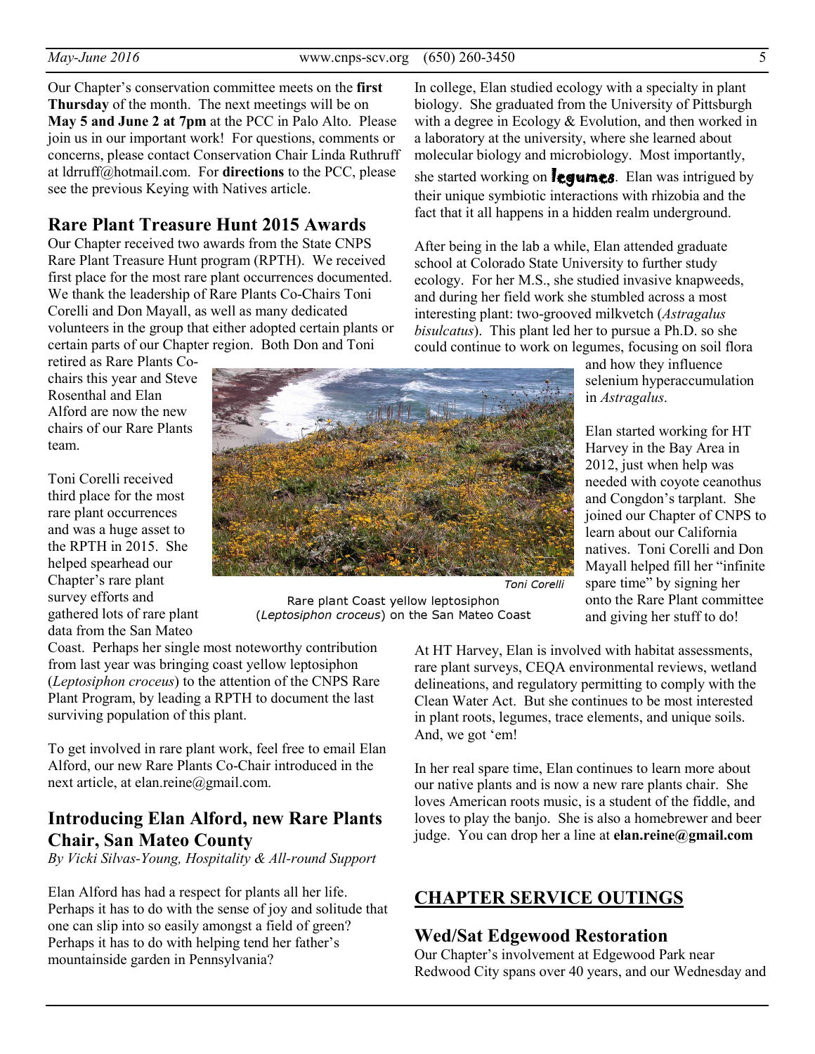Our Chapter's conservation committee meets on the **first Thursday** of the month. The next meetings will be on **May 5 and June 2 at 7pm** at the PCC in Palo Alto. Please join us in our important work! For questions, comments or concerns, please contact Conservation Chair Linda Ruthruff at ldrruff@hotmail.com. For **directions** to the PCC, please see the previous Keying with Natives article.

## Rare Plant Treasure Hunt 2015 Awards

Our Chapter received two awards from the State CNPS Rare Plant Treasure Hunt program (RPTH). We received first place for the most rare plant occurrences documented. We thank the leadership of Rare Plants Co-Chairs Toni Corelli and Don Mayall, as well as many dedicated volunteers in the group that either adopted certain plants or certain parts of our Chapter region. Both Don and Toni retired as Rare Plants Co-chairs this year and Steve Rosenthal and Elan Alford are now the new chairs of our Rare Plants team.

Toni Corelli received third place for the most rare plant occurrences and was a huge asset to the RPTH in 2015. She helped spearhead our Chapter's rare plant survey efforts and gathered lots of rare plant data from the San Mateo Coast. Perhaps her single most noteworthy contribution from last year was bringing coast yellow leptosiphon (*Leptosiphon croceus*) to the attention of the CNPS Rare Plant Program, by leading a RPTH to document the last surviving population of this plant.

Toni Corelli

Rare plant Coast yellow leptosiphon (*Leptosiphon croceus*) on the San Mateo Coast

To get involved in rare plant work, feel free to email Elan Alford, our new Rare Plants Co-Chair introduced in the next article, at elan.reine@gmail.com.

## Introducing Elan Alford, new Rare Plants Chair, San Mateo County

*By Vicki Silvas-Young, Hospitality & All-round Support*

Elan Alford has had a respect for plants all her life. Perhaps it has to do with the sense of joy and solitude that one can slip into so easily amongst a field of green? Perhaps it has to do with helping tend her father's mountainside garden in Pennsylvania?

In college, Elan studied ecology with a specialty in plant biology. She graduated from the University of Pittsburgh with a degree in Ecology & Evolution, and then worked in a laboratory at the university, where she learned about molecular biology and microbiology. Most importantly, she started working on **legumes**. Elan was intrigued by their unique symbiotic interactions with rhizobia and the fact that it all happens in a hidden realm underground.

After being in the lab a while, Elan attended graduate school at Colorado State University to further study ecology. For her M.S., she studied invasive knapweeds, and during her field work she stumbled across a most interesting plant: two-grooved milkvetch (*Astragalus bisulcatus*). This plant led her to pursue a Ph.D. so she could continue to work on legumes, focusing on soil flora and how they influence selenium hyperaccumulation in *Astragalus*.

Elan started working for HT Harvey in the Bay Area in 2012, just when help was needed with coyote ceanothus and Congdon's tarplant. She joined our Chapter of CNPS to learn about our California natives. Toni Corelli and Don Mayall helped fill her "infinite spare time" by signing her onto the Rare Plant committee and giving her stuff to do!

At HT Harvey, Elan is involved with habitat assessments, rare plant surveys, CEQA environmental reviews, wetland delineations, and regulatory permitting to comply with the Clean Water Act. But she continues to be most interested in plant roots, legumes, trace elements, and unique soils. And, we got 'em!

In her real spare time, Elan continues to learn more about our native plants and is now a new rare plants chair. She loves American roots music, is a student of the fiddle, and loves to play the banjo. She is also a homebrewer and beer judge. You can drop her a line at **elan.reine@gmail.com**

## CHAPTER SERVICE OUTINGS

### Wed/Sat Edgewood Restoration

Our Chapter's involvement at Edgewood Park near Redwood City spans over 40 years, and our Wednesday and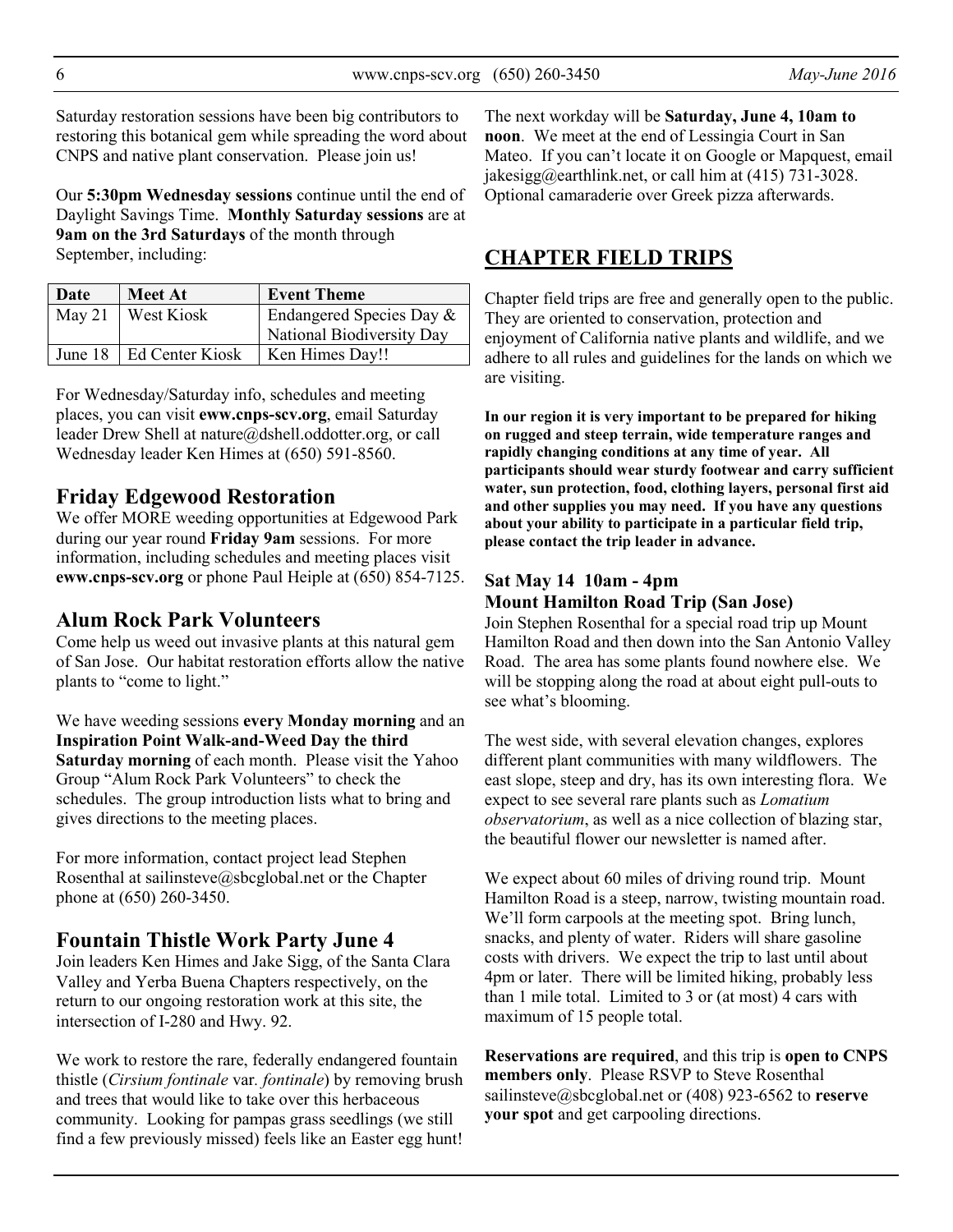Saturday restoration sessions have been big contributors to restoring this botanical gem while spreading the word about CNPS and native plant conservation. Please join us!

Our **5:30pm Wednesday sessions** continue until the end of Daylight Savings Time. **Monthly Saturday sessions** are at **9am on the 3rd Saturdays** of the month through September, including:

| Date | Meet At | Event Theme |
|---|---|---|
| May 21 | West Kiosk | Endangered Species Day & National Biodiversity Day |
| June 18 | Ed Center Kiosk | Ken Himes Day!! |

For Wednesday/Saturday info, schedules and meeting places, you can visit **eww.cnps-scv.org**, email Saturday leader Drew Shell at nature@dshell.oddotter.org, or call Wednesday leader Ken Himes at (650) 591-8560.

## Friday Edgewood Restoration

We offer MORE weeding opportunities at Edgewood Park during our year round **Friday 9am** sessions. For more information, including schedules and meeting places visit **eww.cnps-scv.org** or phone Paul Heiple at (650) 854-7125.

## Alum Rock Park Volunteers

Come help us weed out invasive plants at this natural gem of San Jose. Our habitat restoration efforts allow the native plants to "come to light."

We have weeding sessions **every Monday morning** and an **Inspiration Point Walk-and-Weed Day the third Saturday morning** of each month. Please visit the Yahoo Group "Alum Rock Park Volunteers" to check the schedules. The group introduction lists what to bring and gives directions to the meeting places.

For more information, contact project lead Stephen Rosenthal at sailinsteve@sbcglobal.net or the Chapter phone at (650) 260-3450.

## Fountain Thistle Work Party June 4

Join leaders Ken Himes and Jake Sigg, of the Santa Clara Valley and Yerba Buena Chapters respectively, on the return to our ongoing restoration work at this site, the intersection of I-280 and Hwy. 92.

We work to restore the rare, federally endangered fountain thistle (*Cirsium fontinale* var*. fontinale*) by removing brush and trees that would like to take over this herbaceous community. Looking for pampas grass seedlings (we still find a few previously missed) feels like an Easter egg hunt!

The next workday will be **Saturday, June 4, 10am to noon**. We meet at the end of Lessingia Court in San Mateo. If you can't locate it on Google or Mapquest, email jakesigg@earthlink.net, or call him at (415) 731-3028. Optional camaraderie over Greek pizza afterwards.

# CHAPTER FIELD TRIPS

Chapter field trips are free and generally open to the public. They are oriented to conservation, protection and enjoyment of California native plants and wildlife, and we adhere to all rules and guidelines for the lands on which we are visiting.

**In our region it is very important to be prepared for hiking on rugged and steep terrain, wide temperature ranges and rapidly changing conditions at any time of year. All participants should wear sturdy footwear and carry sufficient water, sun protection, food, clothing layers, personal first aid and other supplies you may need. If you have any questions about your ability to participate in a particular field trip, please contact the trip leader in advance.**

### Sat May 14 10am - 4pm
### Mount Hamilton Road Trip (San Jose)

Join Stephen Rosenthal for a special road trip up Mount Hamilton Road and then down into the San Antonio Valley Road. The area has some plants found nowhere else. We will be stopping along the road at about eight pull-outs to see what's blooming.

The west side, with several elevation changes, explores different plant communities with many wildflowers. The east slope, steep and dry, has its own interesting flora. We expect to see several rare plants such as *Lomatium observatorium*, as well as a nice collection of blazing star, the beautiful flower our newsletter is named after.

We expect about 60 miles of driving round trip. Mount Hamilton Road is a steep, narrow, twisting mountain road. We'll form carpools at the meeting spot. Bring lunch, snacks, and plenty of water. Riders will share gasoline costs with drivers. We expect the trip to last until about 4pm or later. There will be limited hiking, probably less than 1 mile total. Limited to 3 or (at most) 4 cars with maximum of 15 people total.

**Reservations are required**, and this trip is **open to CNPS members only**. Please RSVP to Steve Rosenthal sailinsteve@sbcglobal.net or (408) 923-6562 to **reserve your spot** and get carpooling directions.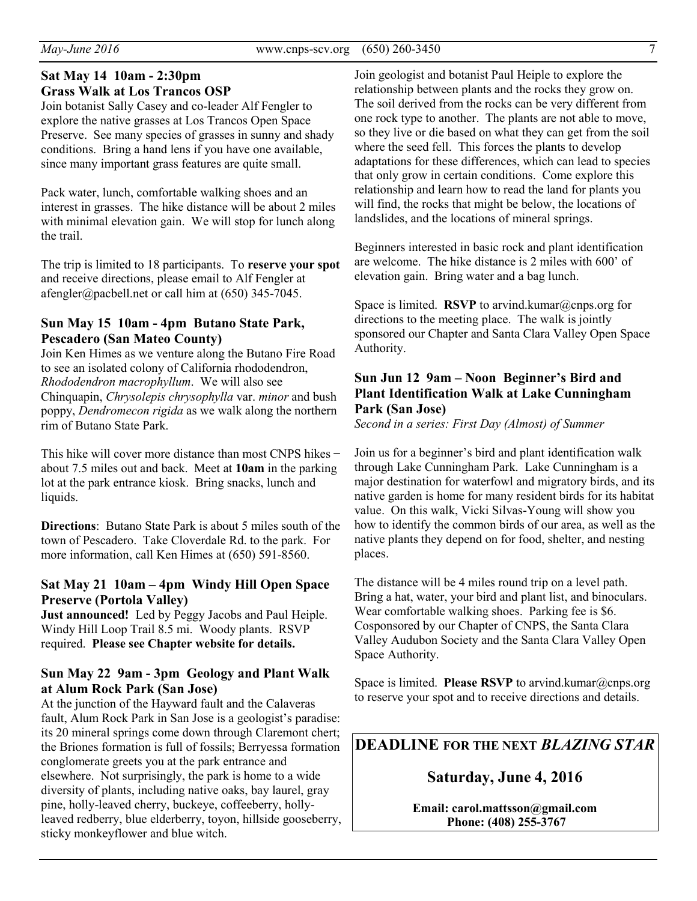### Sat May 14 10am - 2:30pm Grass Walk at Los Trancos OSP

Join botanist Sally Casey and co-leader Alf Fengler to explore the native grasses at Los Trancos Open Space Preserve. See many species of grasses in sunny and shady conditions. Bring a hand lens if you have one available, since many important grass features are quite small.

Pack water, lunch, comfortable walking shoes and an interest in grasses. The hike distance will be about 2 miles with minimal elevation gain. We will stop for lunch along the trail.

The trip is limited to 18 participants. To **reserve your spot** and receive directions, please email to Alf Fengler at afengler@pacbell.net or call him at (650) 345-7045.

### Sun May 15 10am - 4pm Butano State Park, Pescadero (San Mateo County)

Join Ken Himes as we venture along the Butano Fire Road to see an isolated colony of California rhododendron, *Rhododendron macrophyllum*. We will also see Chinquapin, *Chrysolepis chrysophylla* var. *minor* and bush poppy, *Dendromecon rigida* as we walk along the northern rim of Butano State Park.

This hike will cover more distance than most CNPS hikes – about 7.5 miles out and back. Meet at **10am** in the parking lot at the park entrance kiosk. Bring snacks, lunch and liquids.

**Directions**: Butano State Park is about 5 miles south of the town of Pescadero. Take Cloverdale Rd. to the park. For more information, call Ken Himes at (650) 591-8560.

### Sat May 21 10am – 4pm Windy Hill Open Space Preserve (Portola Valley)

**Just announced!** Led by Peggy Jacobs and Paul Heiple. Windy Hill Loop Trail 8.5 mi. Woody plants. RSVP required. **Please see Chapter website for details.**

### Sun May 22 9am - 3pm Geology and Plant Walk at Alum Rock Park (San Jose)

At the junction of the Hayward fault and the Calaveras fault, Alum Rock Park in San Jose is a geologist's paradise: its 20 mineral springs come down through Claremont chert; the Briones formation is full of fossils; Berryessa formation conglomerate greets you at the park entrance and elsewhere. Not surprisingly, the park is home to a wide diversity of plants, including native oaks, bay laurel, gray pine, holly-leaved cherry, buckeye, coffeeberry, holly-leaved redberry, blue elderberry, toyon, hillside gooseberry, sticky monkeyflower and blue witch.

Join geologist and botanist Paul Heiple to explore the relationship between plants and the rocks they grow on. The soil derived from the rocks can be very different from one rock type to another. The plants are not able to move, so they live or die based on what they can get from the soil where the seed fell. This forces the plants to develop adaptations for these differences, which can lead to species that only grow in certain conditions. Come explore this relationship and learn how to read the land for plants you will find, the rocks that might be below, the locations of landslides, and the locations of mineral springs.

Beginners interested in basic rock and plant identification are welcome. The hike distance is 2 miles with 600' of elevation gain. Bring water and a bag lunch.

Space is limited. **RSVP** to arvind.kumar@cnps.org for directions to the meeting place. The walk is jointly sponsored our Chapter and Santa Clara Valley Open Space Authority.

### Sun Jun 12 9am – Noon Beginner's Bird and Plant Identification Walk at Lake Cunningham Park (San Jose)

*Second in a series: First Day (Almost) of Summer*

Join us for a beginner's bird and plant identification walk through Lake Cunningham Park. Lake Cunningham is a major destination for waterfowl and migratory birds, and its native garden is home for many resident birds for its habitat value. On this walk, Vicki Silvas-Young will show you how to identify the common birds of our area, as well as the native plants they depend on for food, shelter, and nesting places.

The distance will be 4 miles round trip on a level path. Bring a hat, water, your bird and plant list, and binoculars. Wear comfortable walking shoes. Parking fee is $6. Cosponsored by our Chapter of CNPS, the Santa Clara Valley Audubon Society and the Santa Clara Valley Open Space Authority.

Space is limited. **Please RSVP** to arvind.kumar@cnps.org to reserve your spot and to receive directions and details.

---

**DEADLINE FOR THE NEXT *BLAZING STAR***

**Saturday, June 4, 2016**

**Email: carol.mattsson@gmail.com**
**Phone: (408) 255-3767**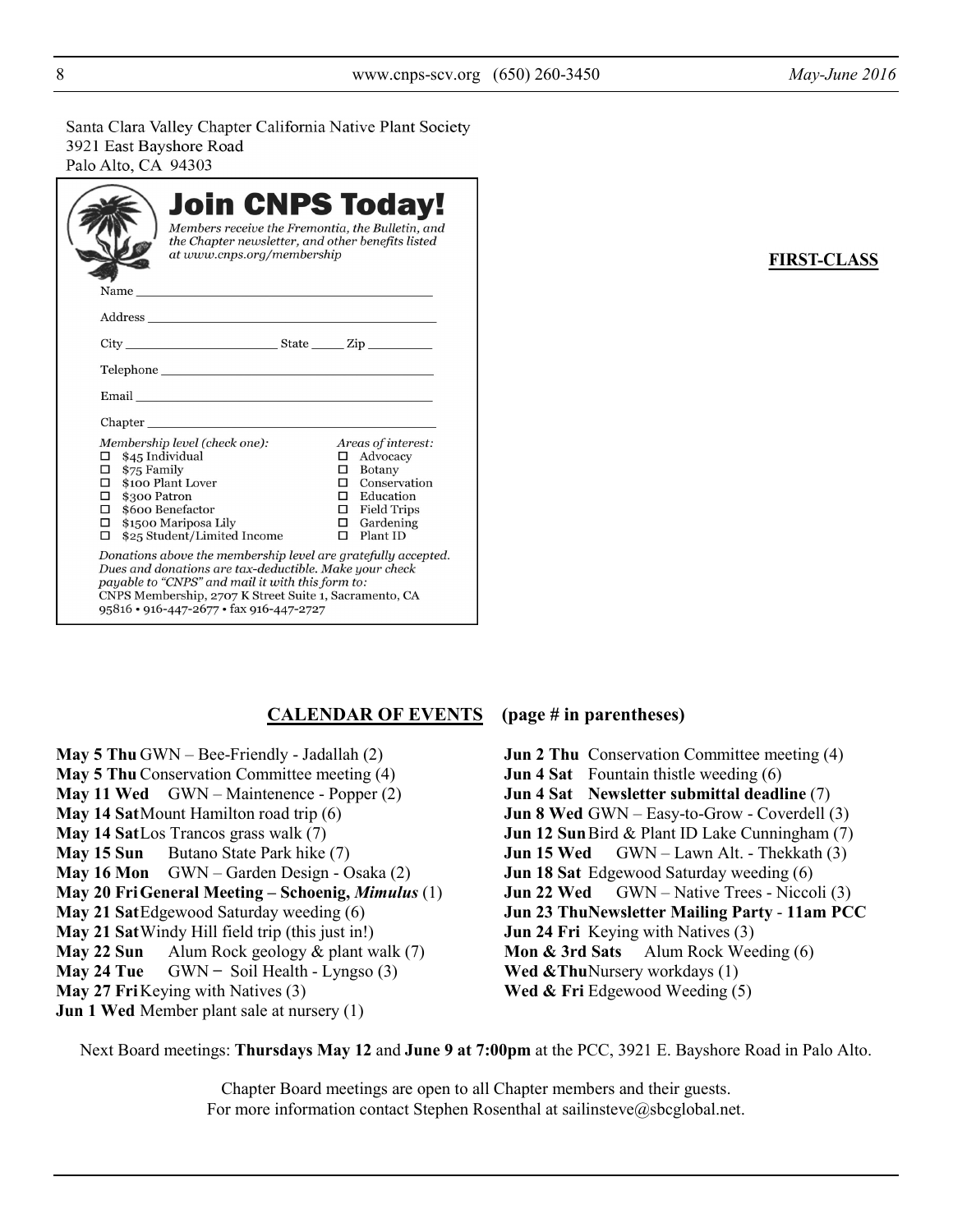Santa Clara Valley Chapter California Native Plant Society
3921 East Bayshore Road
Palo Alto, CA 94303

**FIRST-CLASS**

## Join CNPS Today!

*Members receive the Fremontia, the Bulletin, and the Chapter newsletter, and other benefits listed at www.cnps.org/membership*

Name ______________________________

Address ______________________________

City ________________ State _____ Zip _________

Telephone ______________________________

Email ______________________________

Chapter ______________________________

*Membership level (check one):*

- ☐ $45 Individual
- ☐ $75 Family
- ☐ $100 Plant Lover
- ☐ $300 Patron
- ☐ $600 Benefactor
- ☐ $1500 Mariposa Lily
- ☐ $25 Student/Limited Income

*Areas of interest:*

- ☐ Advocacy
- ☐ Botany
- ☐ Conservation
- ☐ Education
- ☐ Field Trips
- ☐ Gardening
- ☐ Plant ID

*Donations above the membership level are gratefully accepted. Dues and donations are tax-deductible. Make your check payable to "CNPS" and mail it with this form to:*
CNPS Membership, 2707 K Street Suite 1, Sacramento, CA 95816 • 916-447-2677 • fax 916-447-2727

## CALENDAR OF EVENTS (page # in parentheses)

**May 5 Thu** GWN – Bee-Friendly - Jadallah (2)
**May 5 Thu** Conservation Committee meeting (4)
**May 11 Wed** GWN – Maintenence - Popper (2)
**May 14 Sat** Mount Hamilton road trip (6)
**May 14 Sat** Los Trancos grass walk (7)
**May 15 Sun** Butano State Park hike (7)
**May 16 Mon** GWN – Garden Design - Osaka (2)
**May 20 Fri General Meeting – Schoenig, *Mimulus*** (1)
**May 21 Sat** Edgewood Saturday weeding (6)
**May 21 Sat** Windy Hill field trip (this just in!)
**May 22 Sun** Alum Rock geology & plant walk (7)
**May 24 Tue** GWN – Soil Health - Lyngso (3)
**May 27 Fri** Keying with Natives (3)
**Jun 1 Wed** Member plant sale at nursery (1)
**Jun 2 Thu** Conservation Committee meeting (4)
**Jun 4 Sat** Fountain thistle weeding (6)
**Jun 4 Sat Newsletter submittal deadline** (7)
**Jun 8 Wed** GWN – Easy-to-Grow - Coverdell (3)
**Jun 12 Sun** Bird & Plant ID Lake Cunningham (7)
**Jun 15 Wed** GWN – Lawn Alt. - Thekkath (3)
**Jun 18 Sat** Edgewood Saturday weeding (6)
**Jun 22 Wed** GWN – Native Trees - Niccoli (3)
**Jun 23 Thu Newsletter Mailing Party - 11am PCC**
**Jun 24 Fri** Keying with Natives (3)
**Mon & 3rd Sats** Alum Rock Weeding (6)
**Wed & Thu** Nursery workdays (1)
**Wed & Fri** Edgewood Weeding (5)

Next Board meetings: **Thursdays May 12** and **June 9 at 7:00pm** at the PCC, 3921 E. Bayshore Road in Palo Alto.

Chapter Board meetings are open to all Chapter members and their guests.
For more information contact Stephen Rosenthal at sailinsteve@sbcglobal.net.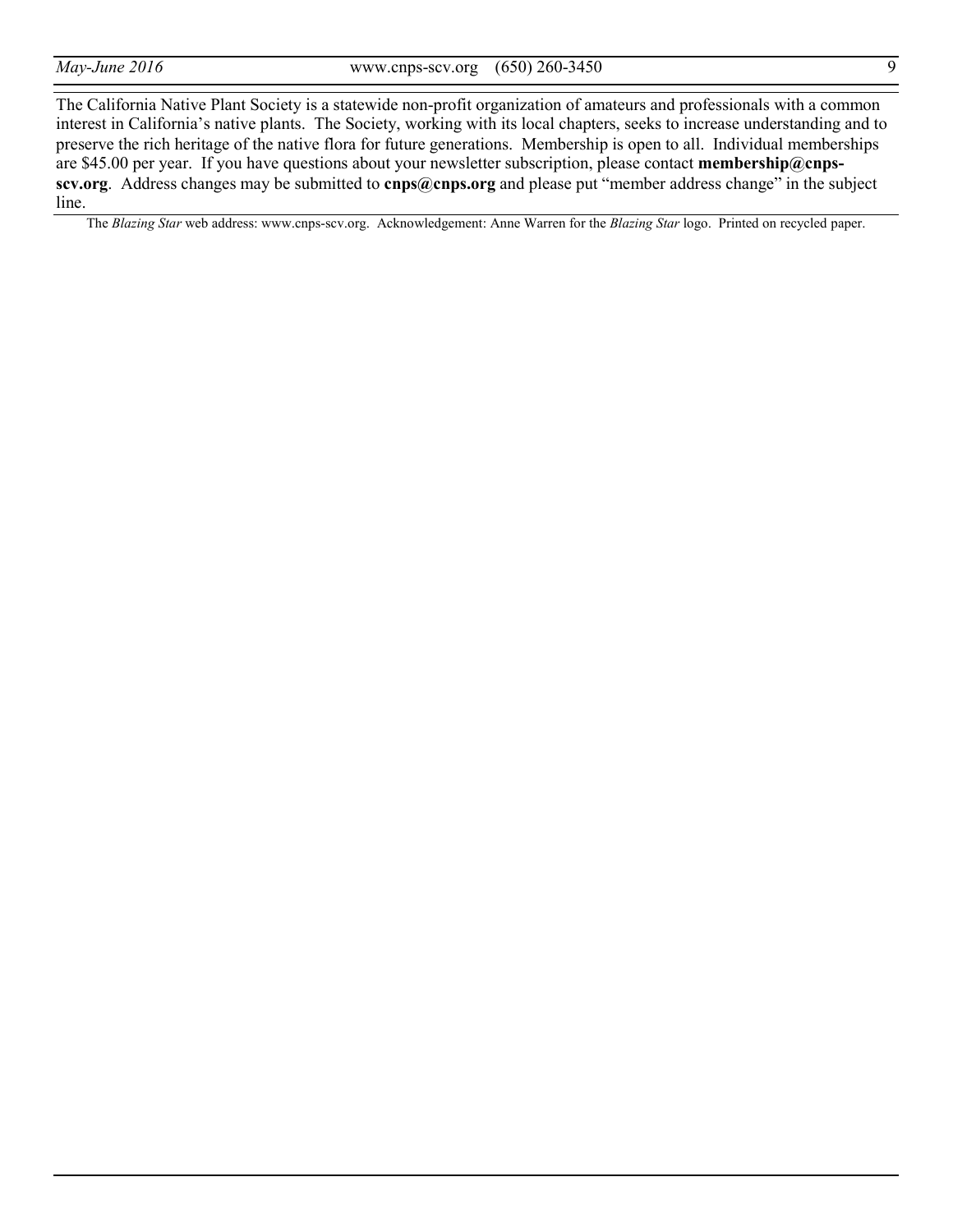The California Native Plant Society is a statewide non-profit organization of amateurs and professionals with a common interest in California's native plants. The Society, working with its local chapters, seeks to increase understanding and to preserve the rich heritage of the native flora for future generations. Membership is open to all. Individual memberships are $45.00 per year. If you have questions about your newsletter subscription, please contact **membership@cnps-scv.org**. Address changes may be submitted to **cnps@cnps.org** and please put "member address change" in the subject line.

The *Blazing Star* web address: www.cnps-scv.org. Acknowledgement: Anne Warren for the *Blazing Star* logo. Printed on recycled paper.